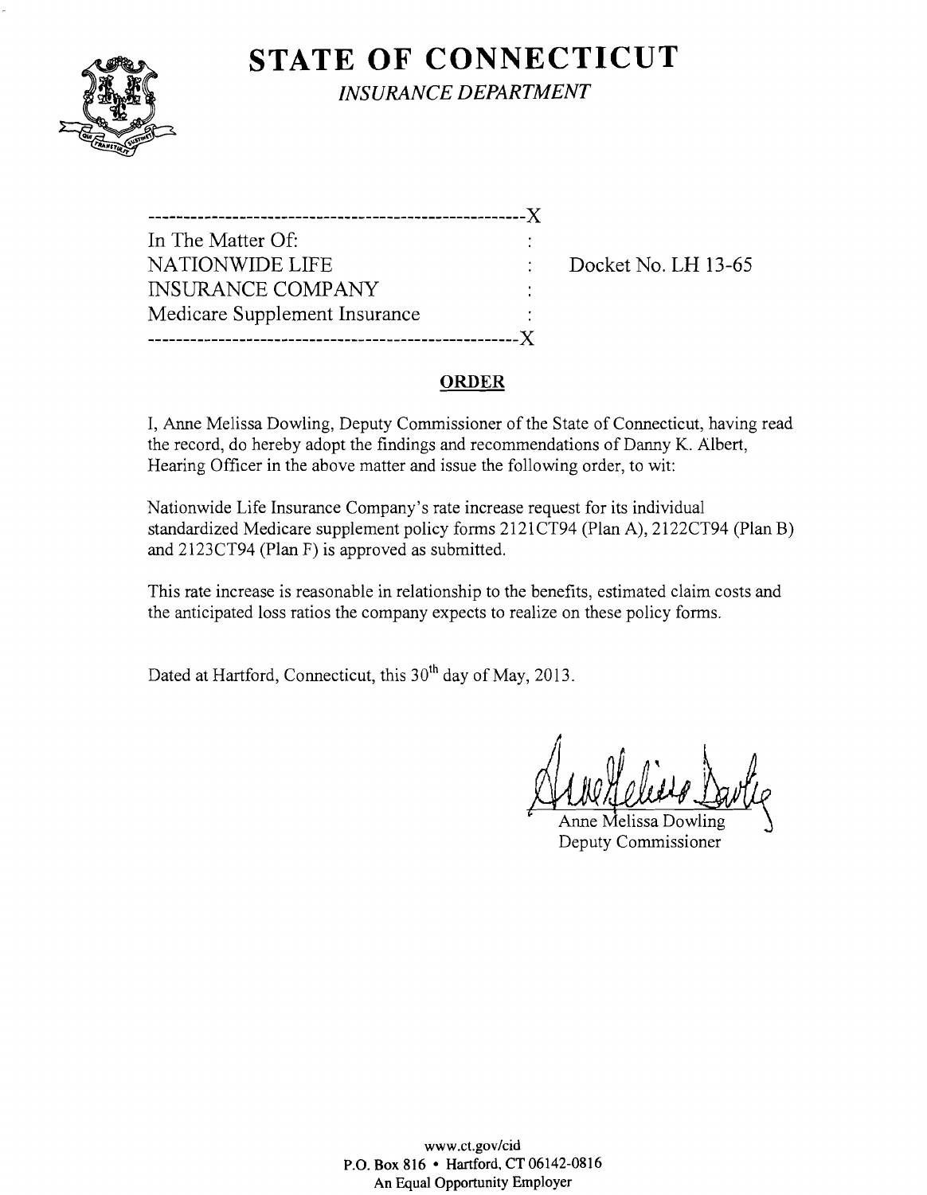# STATE OF CONNECTICUT

*INSURANCE DEPARTMENT*

```
-----------------------------------------------------X
In The Matter Of:                                    :
NATIONWIDE LIFE                                      :    Docket No. LH 13-65
INSURANCE COMPANY                                    :
Medicare Supplement Insurance                        :
-----------------------------------------------------X
```

## ORDER

I, Anne Melissa Dowling, Deputy Commissioner of the State of Connecticut, having read the record, do hereby adopt the findings and recommendations of Danny K. Albert, Hearing Officer in the above matter and issue the following order, to wit:

Nationwide Life Insurance Company's rate increase request for its individual standardized Medicare supplement policy forms 2121CT94 (Plan A), 2122CT94 (Plan B) and 2123CT94 (Plan F) is approved as submitted.

This rate increase is reasonable in relationship to the benefits, estimated claim costs and the anticipated loss ratios the company expects to realize on these policy forms.

Dated at Hartford, Connecticut, this 30th day of May, 2013.

Anne Melissa Dowling
Deputy Commissioner

www.ct.gov/cid
P.O. Box 816 • Hartford, CT 06142-0816
An Equal Opportunity Employer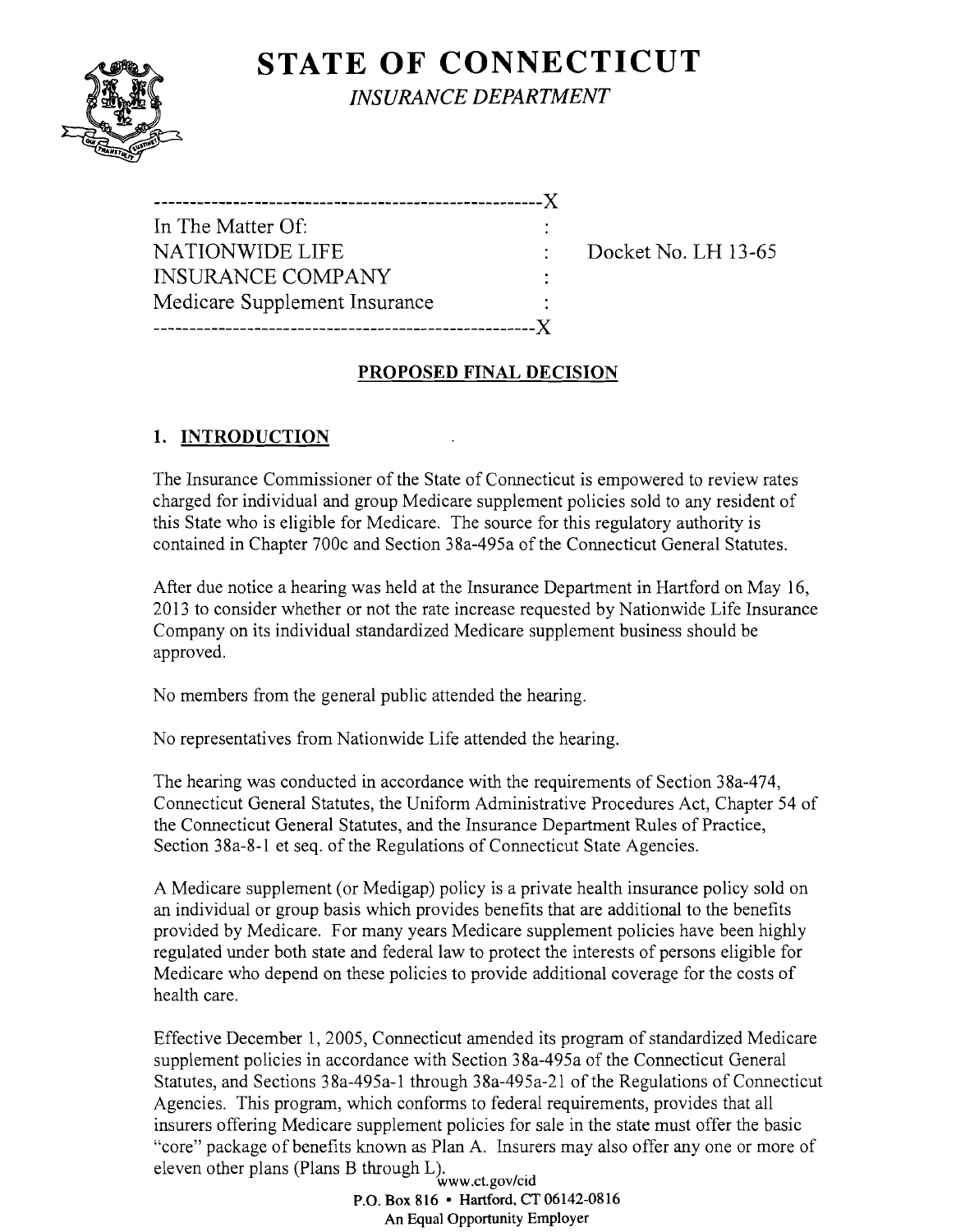# STATE OF CONNECTICUT

*INSURANCE DEPARTMENT*

```
-------------------------------------------------------X
In The Matter Of:                                      :
NATIONWIDE LIFE                                        :     Docket No. LH 13-65
INSURANCE COMPANY                                      :
Medicare Supplement Insurance                          :
-------------------------------------------------------X
```

## PROPOSED FINAL DECISION

### 1. INTRODUCTION

The Insurance Commissioner of the State of Connecticut is empowered to review rates charged for individual and group Medicare supplement policies sold to any resident of this State who is eligible for Medicare. The source for this regulatory authority is contained in Chapter 700c and Section 38a-495a of the Connecticut General Statutes.

After due notice a hearing was held at the Insurance Department in Hartford on May 16, 2013 to consider whether or not the rate increase requested by Nationwide Life Insurance Company on its individual standardized Medicare supplement business should be approved.

No members from the general public attended the hearing.

No representatives from Nationwide Life attended the hearing.

The hearing was conducted in accordance with the requirements of Section 38a-474, Connecticut General Statutes, the Uniform Administrative Procedures Act, Chapter 54 of the Connecticut General Statutes, and the Insurance Department Rules of Practice, Section 38a-8-1 et seq. of the Regulations of Connecticut State Agencies.

A Medicare supplement (or Medigap) policy is a private health insurance policy sold on an individual or group basis which provides benefits that are additional to the benefits provided by Medicare. For many years Medicare supplement policies have been highly regulated under both state and federal law to protect the interests of persons eligible for Medicare who depend on these policies to provide additional coverage for the costs of health care.

Effective December 1, 2005, Connecticut amended its program of standardized Medicare supplement policies in accordance with Section 38a-495a of the Connecticut General Statutes, and Sections 38a-495a-1 through 38a-495a-21 of the Regulations of Connecticut Agencies. This program, which conforms to federal requirements, provides that all insurers offering Medicare supplement policies for sale in the state must offer the basic "core" package of benefits known as Plan A. Insurers may also offer any one or more of eleven other plans (Plans B through L).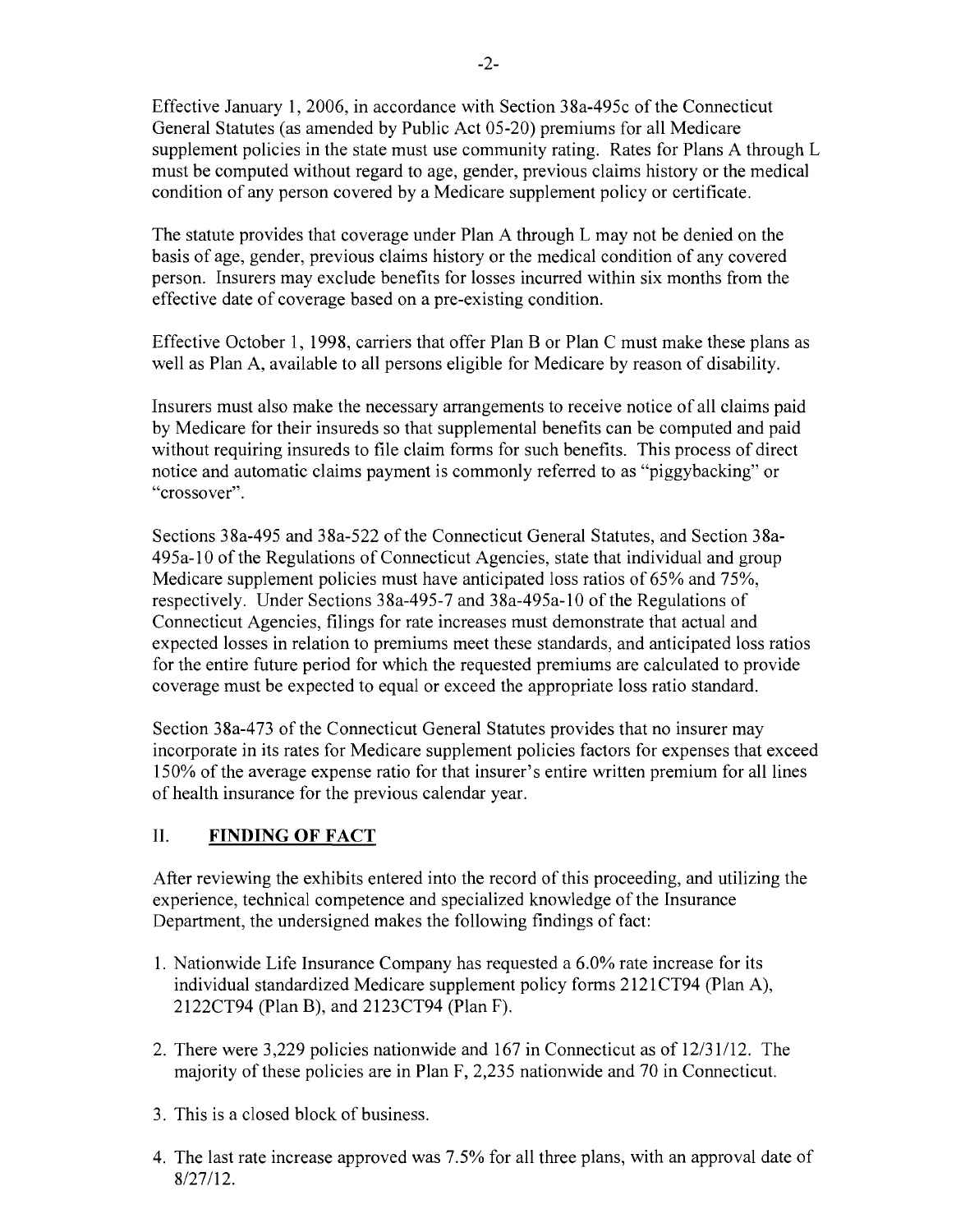Effective January 1, 2006, in accordance with Section 38a-495c of the Connecticut General Statutes (as amended by Public Act 05-20) premiums for all Medicare supplement policies in the state must use community rating. Rates for Plans A through L must be computed without regard to age, gender, previous claims history or the medical condition of any person covered by a Medicare supplement policy or certificate.

The statute provides that coverage under Plan A through L may not be denied on the basis of age, gender, previous claims history or the medical condition of any covered person. Insurers may exclude benefits for losses incurred within six months from the effective date of coverage based on a pre-existing condition.

Effective October 1, 1998, carriers that offer Plan B or Plan C must make these plans as well as Plan A, available to all persons eligible for Medicare by reason of disability.

Insurers must also make the necessary arrangements to receive notice of all claims paid by Medicare for their insureds so that supplemental benefits can be computed and paid without requiring insureds to file claim forms for such benefits. This process of direct notice and automatic claims payment is commonly referred to as "piggybacking" or "crossover".

Sections 38a-495 and 38a-522 of the Connecticut General Statutes, and Section 38a-495a-10 of the Regulations of Connecticut Agencies, state that individual and group Medicare supplement policies must have anticipated loss ratios of 65% and 75%, respectively. Under Sections 38a-495-7 and 38a-495a-10 of the Regulations of Connecticut Agencies, filings for rate increases must demonstrate that actual and expected losses in relation to premiums meet these standards, and anticipated loss ratios for the entire future period for which the requested premiums are calculated to provide coverage must be expected to equal or exceed the appropriate loss ratio standard.

Section 38a-473 of the Connecticut General Statutes provides that no insurer may incorporate in its rates for Medicare supplement policies factors for expenses that exceed 150% of the average expense ratio for that insurer's entire written premium for all lines of health insurance for the previous calendar year.

## II. FINDING OF FACT

After reviewing the exhibits entered into the record of this proceeding, and utilizing the experience, technical competence and specialized knowledge of the Insurance Department, the undersigned makes the following findings of fact:

1. Nationwide Life Insurance Company has requested a 6.0% rate increase for its individual standardized Medicare supplement policy forms 2121CT94 (Plan A), 2122CT94 (Plan B), and 2123CT94 (Plan F).
2. There were 3,229 policies nationwide and 167 in Connecticut as of 12/31/12. The majority of these policies are in Plan F, 2,235 nationwide and 70 in Connecticut.
3. This is a closed block of business.
4. The last rate increase approved was 7.5% for all three plans, with an approval date of 8/27/12.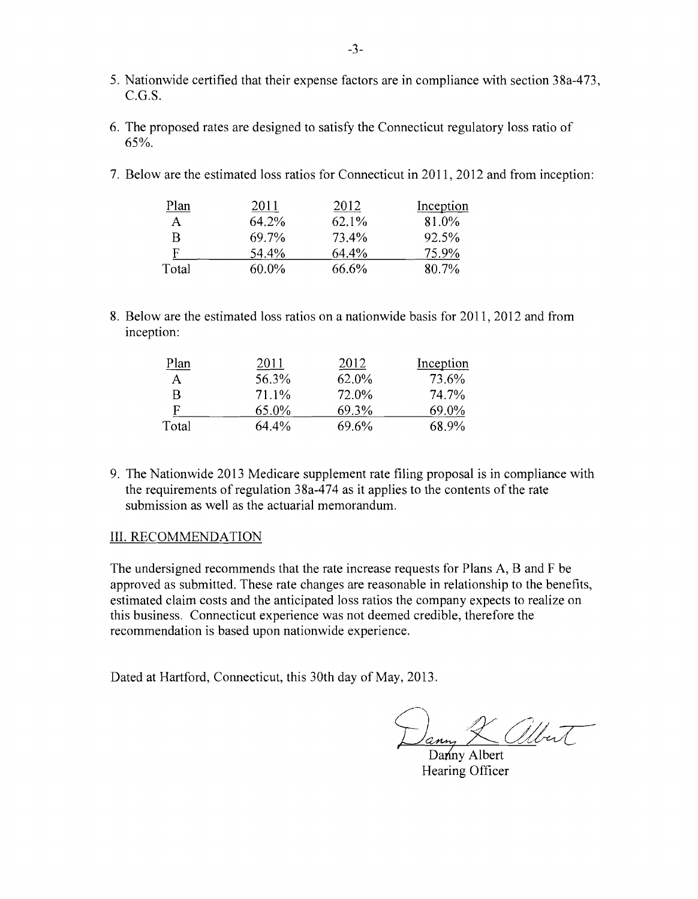5. Nationwide certified that their expense factors are in compliance with section 38a-473, C.G.S.

6. The proposed rates are designed to satisfy the Connecticut regulatory loss ratio of 65%.

7. Below are the estimated loss ratios for Connecticut in 2011, 2012 and from inception:

| Plan | 2011 | 2012 | Inception |
|---|---|---|---|
| A | 64.2% | 62.1% | 81.0% |
| B | 69.7% | 73.4% | 92.5% |
| F | 54.4% | 64.4% | 75.9% |
| Total | 60.0% | 66.6% | 80.7% |

8. Below are the estimated loss ratios on a nationwide basis for 2011, 2012 and from inception:

| Plan | 2011 | 2012 | Inception |
|---|---|---|---|
| A | 56.3% | 62.0% | 73.6% |
| B | 71.1% | 72.0% | 74.7% |
| F | 65.0% | 69.3% | 69.0% |
| Total | 64.4% | 69.6% | 68.9% |

9. The Nationwide 2013 Medicare supplement rate filing proposal is in compliance with the requirements of regulation 38a-474 as it applies to the contents of the rate submission as well as the actuarial memorandum.

## III. RECOMMENDATION

The undersigned recommends that the rate increase requests for Plans A, B and F be approved as submitted. These rate changes are reasonable in relationship to the benefits, estimated claim costs and the anticipated loss ratios the company expects to realize on this business. Connecticut experience was not deemed credible, therefore the recommendation is based upon nationwide experience.

Dated at Hartford, Connecticut, this 30th day of May, 2013.

Danny K Albert

Danny Albert
Hearing Officer